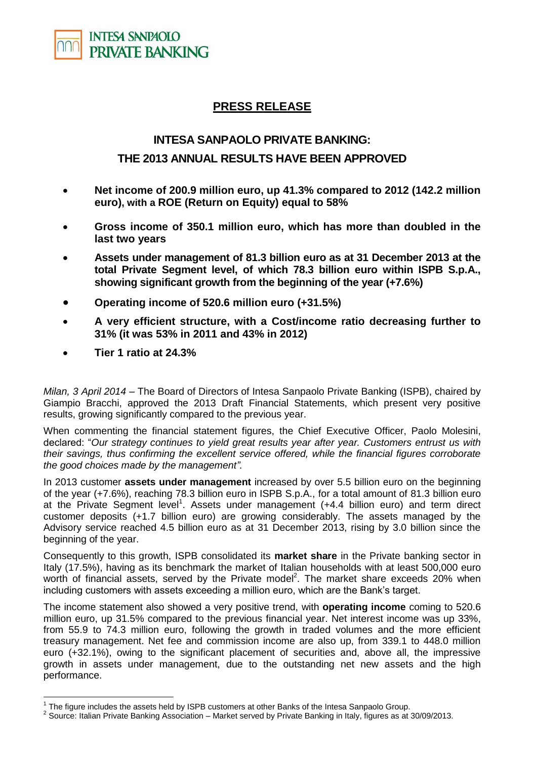INTESA SNNPAOLO
PRIVATE BANKING

# PRESS RELEASE

## INTESA SANPAOLO PRIVATE BANKING:
## THE 2013 ANNUAL RESULTS HAVE BEEN APPROVED

- **Net income of 200.9 million euro, up 41.3% compared to 2012 (142.2 million euro), with a ROE (Return on Equity) equal to 58%**
- **Gross income of 350.1 million euro, which has more than doubled in the last two years**
- **Assets under management of 81.3 billion euro as at 31 December 2013 at the total Private Segment level, of which 78.3 billion euro within ISPB S.p.A., showing significant growth from the beginning of the year (+7.6%)**
- **Operating income of 520.6 million euro (+31.5%)**
- **A very efficient structure, with a Cost/income ratio decreasing further to 31% (it was 53% in 2011 and 43% in 2012)**
- **Tier 1 ratio at 24.3%**

*Milan, 3 April 2014* – The Board of Directors of Intesa Sanpaolo Private Banking (ISPB), chaired by Giampio Bracchi, approved the 2013 Draft Financial Statements, which present very positive results, growing significantly compared to the previous year.

When commenting the financial statement figures, the Chief Executive Officer, Paolo Molesini, declared: "*Our strategy continues to yield great results year after year. Customers entrust us with their savings, thus confirming the excellent service offered, while the financial figures corroborate the good choices made by the management".*

In 2013 customer **assets under management** increased by over 5.5 billion euro on the beginning of the year (+7.6%), reaching 78.3 billion euro in ISPB S.p.A., for a total amount of 81.3 billion euro at the Private Segment level[1]. Assets under management (+4.4 billion euro) and term direct customer deposits (+1.7 billion euro) are growing considerably. The assets managed by the Advisory service reached 4.5 billion euro as at 31 December 2013, rising by 3.0 billion since the beginning of the year.

Consequently to this growth, ISPB consolidated its **market share** in the Private banking sector in Italy (17.5%), having as its benchmark the market of Italian households with at least 500,000 euro worth of financial assets, served by the Private model[2]. The market share exceeds 20% when including customers with assets exceeding a million euro, which are the Bank's target.

The income statement also showed a very positive trend, with **operating income** coming to 520.6 million euro, up 31.5% compared to the previous financial year. Net interest income was up 33%, from 55.9 to 74.3 million euro, following the growth in traded volumes and the more efficient treasury management. Net fee and commission income are also up, from 339.1 to 448.0 million euro (+32.1%), owing to the significant placement of securities and, above all, the impressive growth in assets under management, due to the outstanding net new assets and the high performance.

[1] The figure includes the assets held by ISPB customers at other Banks of the Intesa Sanpaolo Group.

[2] Source: Italian Private Banking Association – Market served by Private Banking in Italy, figures as at 30/09/2013.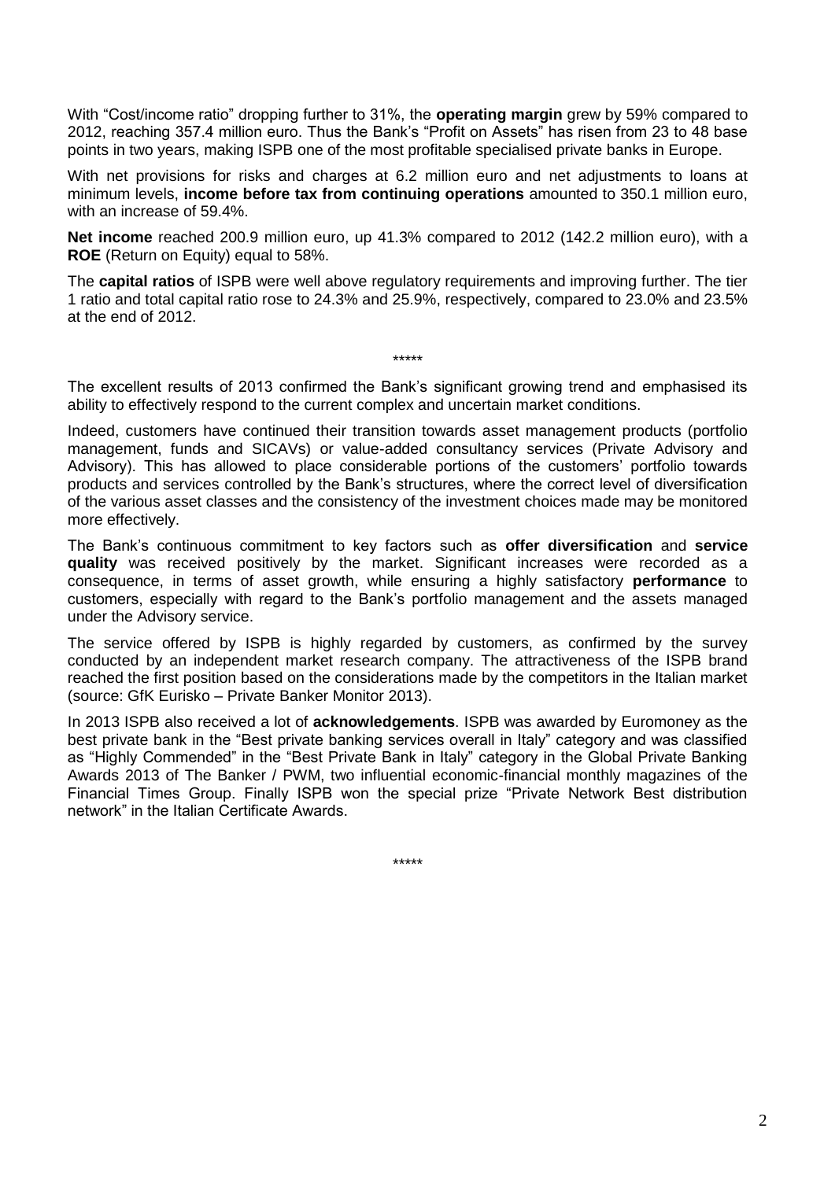With “Cost/income ratio” dropping further to 31%, the **operating margin** grew by 59% compared to 2012, reaching 357.4 million euro. Thus the Bank’s “Profit on Assets” has risen from 23 to 48 base points in two years, making ISPB one of the most profitable specialised private banks in Europe.

With net provisions for risks and charges at 6.2 million euro and net adjustments to loans at minimum levels, **income before tax from continuing operations** amounted to 350.1 million euro, with an increase of 59.4%.

**Net income** reached 200.9 million euro, up 41.3% compared to 2012 (142.2 million euro), with a **ROE** (Return on Equity) equal to 58%.

The **capital ratios** of ISPB were well above regulatory requirements and improving further. The tier 1 ratio and total capital ratio rose to 24.3% and 25.9%, respectively, compared to 23.0% and 23.5% at the end of 2012.

*****

The excellent results of 2013 confirmed the Bank’s significant growing trend and emphasised its ability to effectively respond to the current complex and uncertain market conditions.

Indeed, customers have continued their transition towards asset management products (portfolio management, funds and SICAVs) or value-added consultancy services (Private Advisory and Advisory). This has allowed to place considerable portions of the customers’ portfolio towards products and services controlled by the Bank’s structures, where the correct level of diversification of the various asset classes and the consistency of the investment choices made may be monitored more effectively.

The Bank’s continuous commitment to key factors such as **offer diversification** and **service quality** was received positively by the market. Significant increases were recorded as a consequence, in terms of asset growth, while ensuring a highly satisfactory **performance** to customers, especially with regard to the Bank’s portfolio management and the assets managed under the Advisory service.

The service offered by ISPB is highly regarded by customers, as confirmed by the survey conducted by an independent market research company. The attractiveness of the ISPB brand reached the first position based on the considerations made by the competitors in the Italian market (source: GfK Eurisko – Private Banker Monitor 2013).

In 2013 ISPB also received a lot of **acknowledgements**. ISPB was awarded by Euromoney as the best private bank in the “Best private banking services overall in Italy” category and was classified as “Highly Commended” in the “Best Private Bank in Italy” category in the Global Private Banking Awards 2013 of The Banker / PWM, two influential economic-financial monthly magazines of the Financial Times Group. Finally ISPB won the special prize “Private Network Best distribution network” in the Italian Certificate Awards.

*****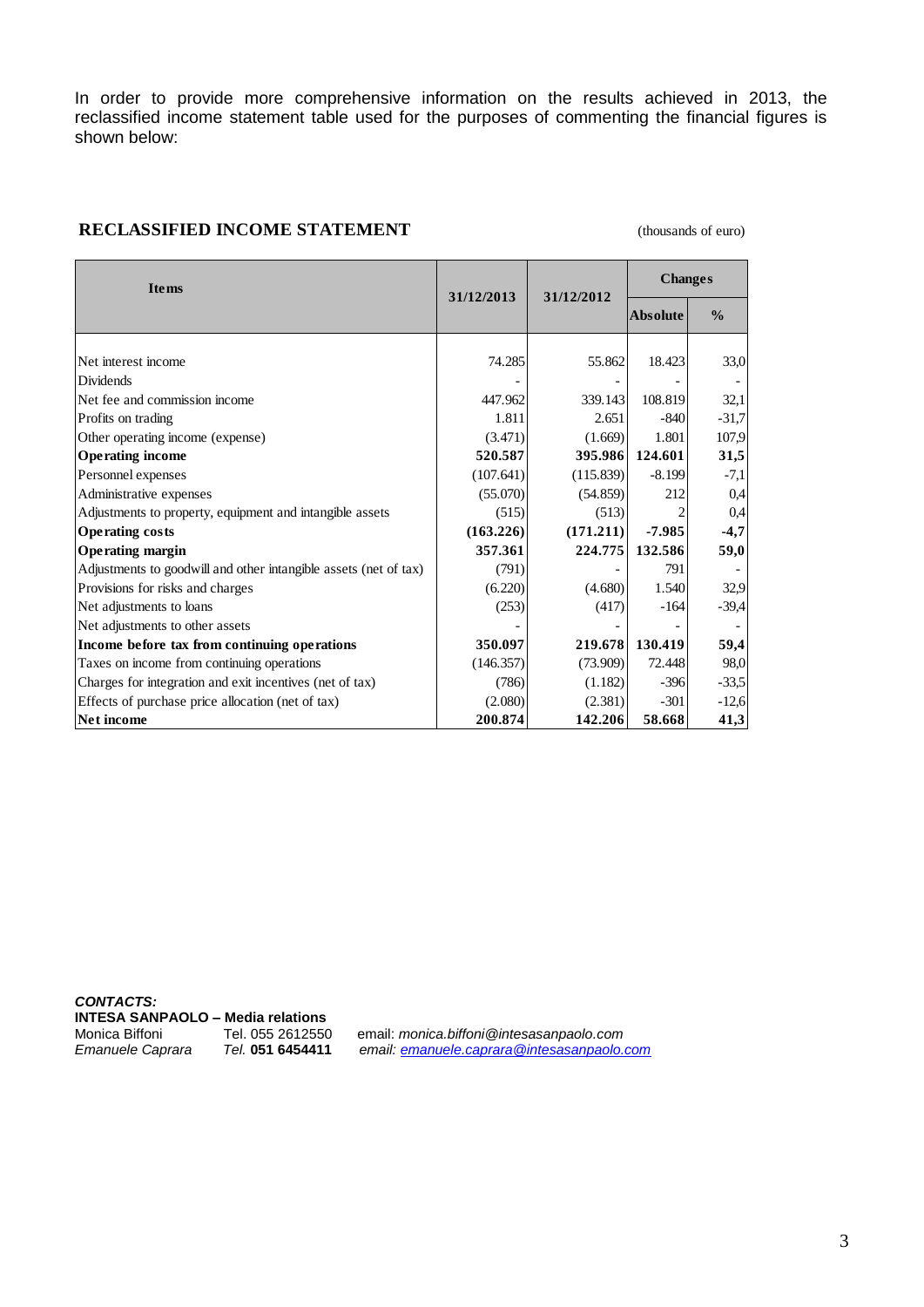In order to provide more comprehensive information on the results achieved in 2013, the reclassified income statement table used for the purposes of commenting the financial figures is shown below:

## RECLASSIFIED INCOME STATEMENT

(thousands of euro)

| Items | 31/12/2013 | 31/12/2012 | Changes | |
|---|---|---|---|---|
| | | | Absolute | % |
| Net interest income | 74.285 | 55.862 | 18.423 | 33,0 |
| Dividends | - | - | - | - |
| Net fee and commission income | 447.962 | 339.143 | 108.819 | 32,1 |
| Profits on trading | 1.811 | 2.651 | -840 | -31,7 |
| Other operating income (expense) | (3.471) | (1.669) | 1.801 | 107,9 |
| **Operating income** | **520.587** | **395.986** | **124.601** | **31,5** |
| Personnel expenses | (107.641) | (115.839) | -8.199 | -7,1 |
| Administrative expenses | (55.070) | (54.859) | 212 | 0,4 |
| Adjustments to property, equipment and intangible assets | (515) | (513) | 2 | 0,4 |
| **Operating costs** | **(163.226)** | **(171.211)** | **-7.985** | **-4,7** |
| **Operating margin** | **357.361** | **224.775** | **132.586** | **59,0** |
| Adjustments to goodwill and other intangible assets (net of tax) | (791) | - | 791 | - |
| Provisions for risks and charges | (6.220) | (4.680) | 1.540 | 32,9 |
| Net adjustments to loans | (253) | (417) | -164 | -39,4 |
| Net adjustments to other assets | - | - | - | - |
| **Income before tax from continuing operations** | **350.097** | **219.678** | **130.419** | **59,4** |
| Taxes on income from continuing operations | (146.357) | (73.909) | 72.448 | 98,0 |
| Charges for integration and exit incentives (net of tax) | (786) | (1.182) | -396 | -33,5 |
| Effects of purchase price allocation (net of tax) | (2.080) | (2.381) | -301 | -12,6 |
| **Net income** | **200.874** | **142.206** | **58.668** | **41,3** |

***CONTACTS:***
**INTESA SANPAOLO – Media relations**
Monica Biffoni Tel. 055 2612550 email: *monica.biffoni@intesasanpaolo.com*
*Emanuele Caprara* *Tel.* **051 6454411** *email: emanuele.caprara@intesasanpaolo.com*